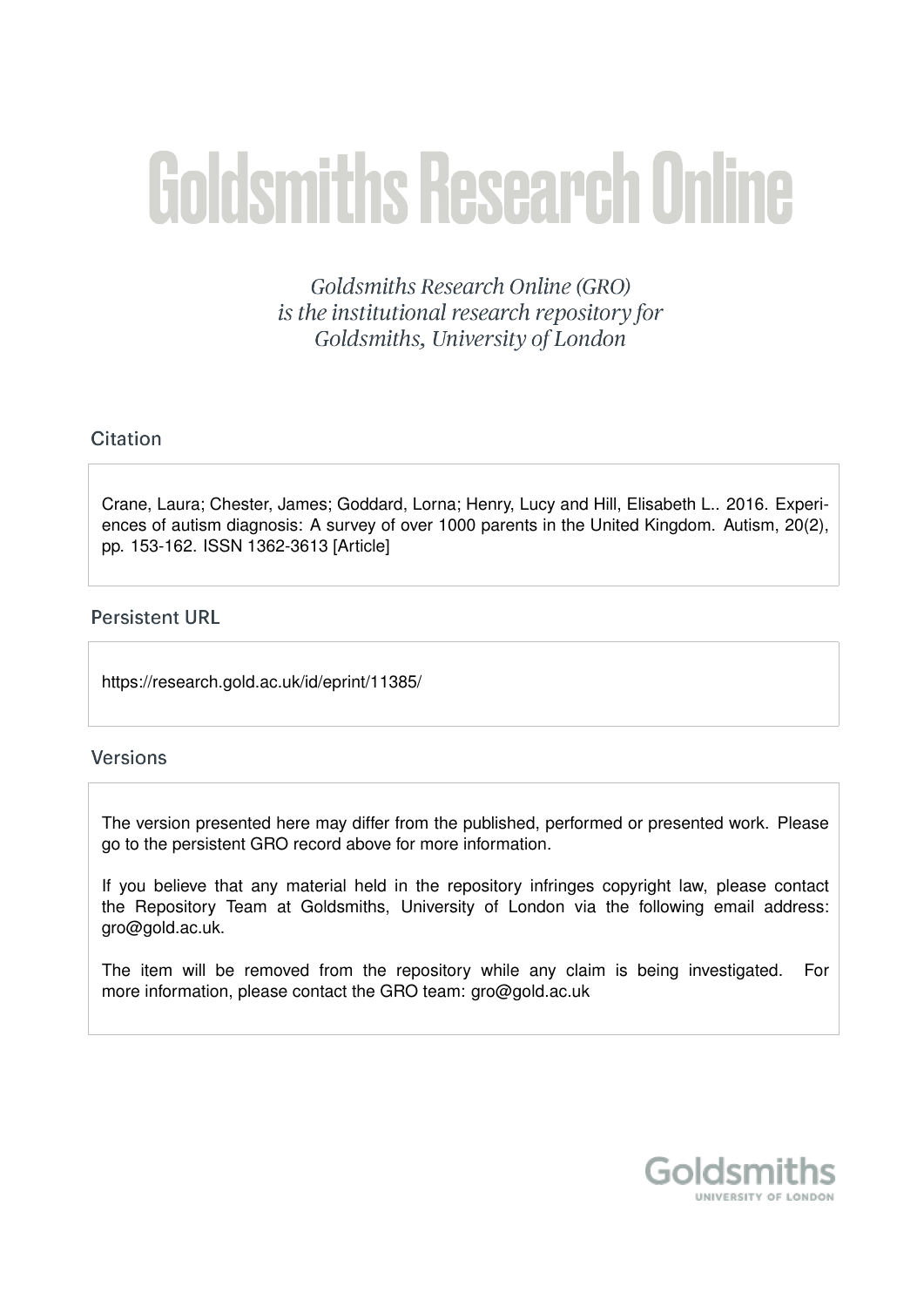# Goldsmiths Research Online

*Goldsmiths Research Online (GRO) is the institutional research repository for Goldsmiths, University of London*

## Citation

Crane, Laura; Chester, James; Goddard, Lorna; Henry, Lucy and Hill, Elisabeth L.. 2016. Experiences of autism diagnosis: A survey of over 1000 parents in the United Kingdom. Autism, 20(2), pp. 153-162. ISSN 1362-3613 [Article]

## Persistent URL

https://research.gold.ac.uk/id/eprint/11385/

## Versions

The version presented here may differ from the published, performed or presented work. Please go to the persistent GRO record above for more information.

If you believe that any material held in the repository infringes copyright law, please contact the Repository Team at Goldsmiths, University of London via the following email address: gro@gold.ac.uk.

The item will be removed from the repository while any claim is being investigated. For more information, please contact the GRO team: gro@gold.ac.uk

Goldsmiths
UNIVERSITY OF LONDON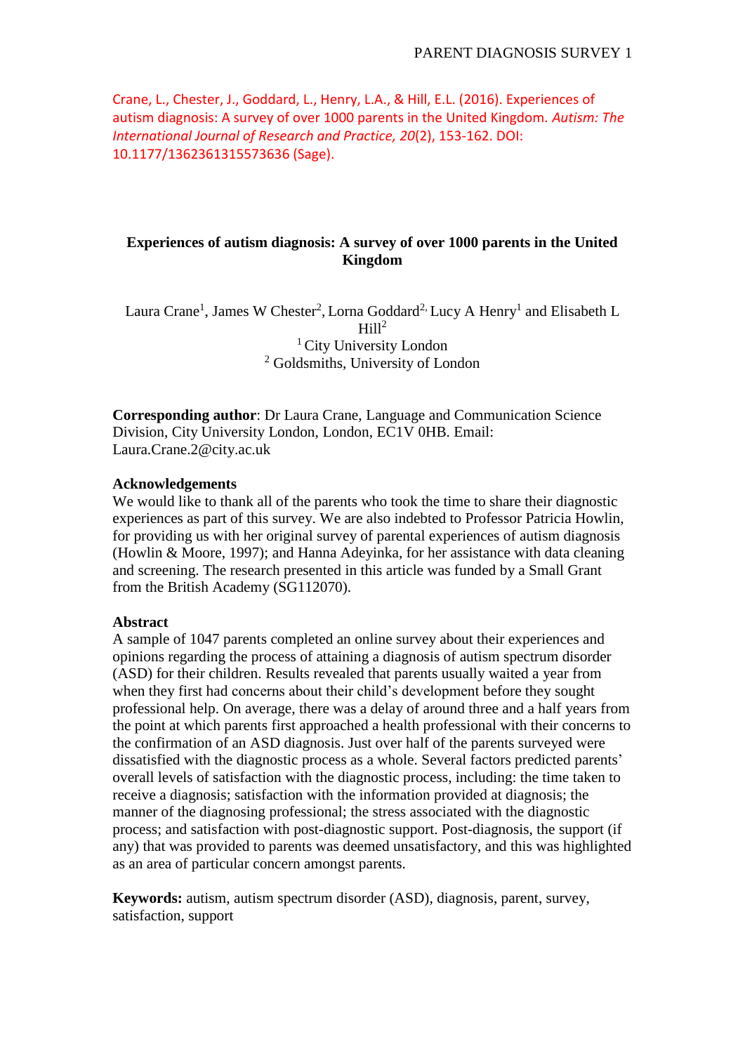Crane, L., Chester, J., Goddard, L., Henry, L.A., & Hill, E.L. (2016). Experiences of autism diagnosis: A survey of over 1000 parents in the United Kingdom. *Autism: The International Journal of Research and Practice, 20*(2), 153-162. DOI: 10.1177/1362361315573636 (Sage).

# Experiences of autism diagnosis: A survey of over 1000 parents in the United Kingdom

Laura Crane[1], James W Chester[2], Lorna Goddard[2], Lucy A Henry[1] and Elisabeth L Hill[2]

[1] City University London

[2] Goldsmiths, University of London

**Corresponding author**: Dr Laura Crane, Language and Communication Science Division, City University London, London, EC1V 0HB. Email: Laura.Crane.2@city.ac.uk

**Acknowledgements**

We would like to thank all of the parents who took the time to share their diagnostic experiences as part of this survey. We are also indebted to Professor Patricia Howlin, for providing us with her original survey of parental experiences of autism diagnosis (Howlin & Moore, 1997); and Hanna Adeyinka, for her assistance with data cleaning and screening. The research presented in this article was funded by a Small Grant from the British Academy (SG112070).

**Abstract**

A sample of 1047 parents completed an online survey about their experiences and opinions regarding the process of attaining a diagnosis of autism spectrum disorder (ASD) for their children. Results revealed that parents usually waited a year from when they first had concerns about their child's development before they sought professional help. On average, there was a delay of around three and a half years from the point at which parents first approached a health professional with their concerns to the confirmation of an ASD diagnosis. Just over half of the parents surveyed were dissatisfied with the diagnostic process as a whole. Several factors predicted parents' overall levels of satisfaction with the diagnostic process, including: the time taken to receive a diagnosis; satisfaction with the information provided at diagnosis; the manner of the diagnosing professional; the stress associated with the diagnostic process; and satisfaction with post-diagnostic support. Post-diagnosis, the support (if any) that was provided to parents was deemed unsatisfactory, and this was highlighted as an area of particular concern amongst parents.

**Keywords:** autism, autism spectrum disorder (ASD), diagnosis, parent, survey, satisfaction, support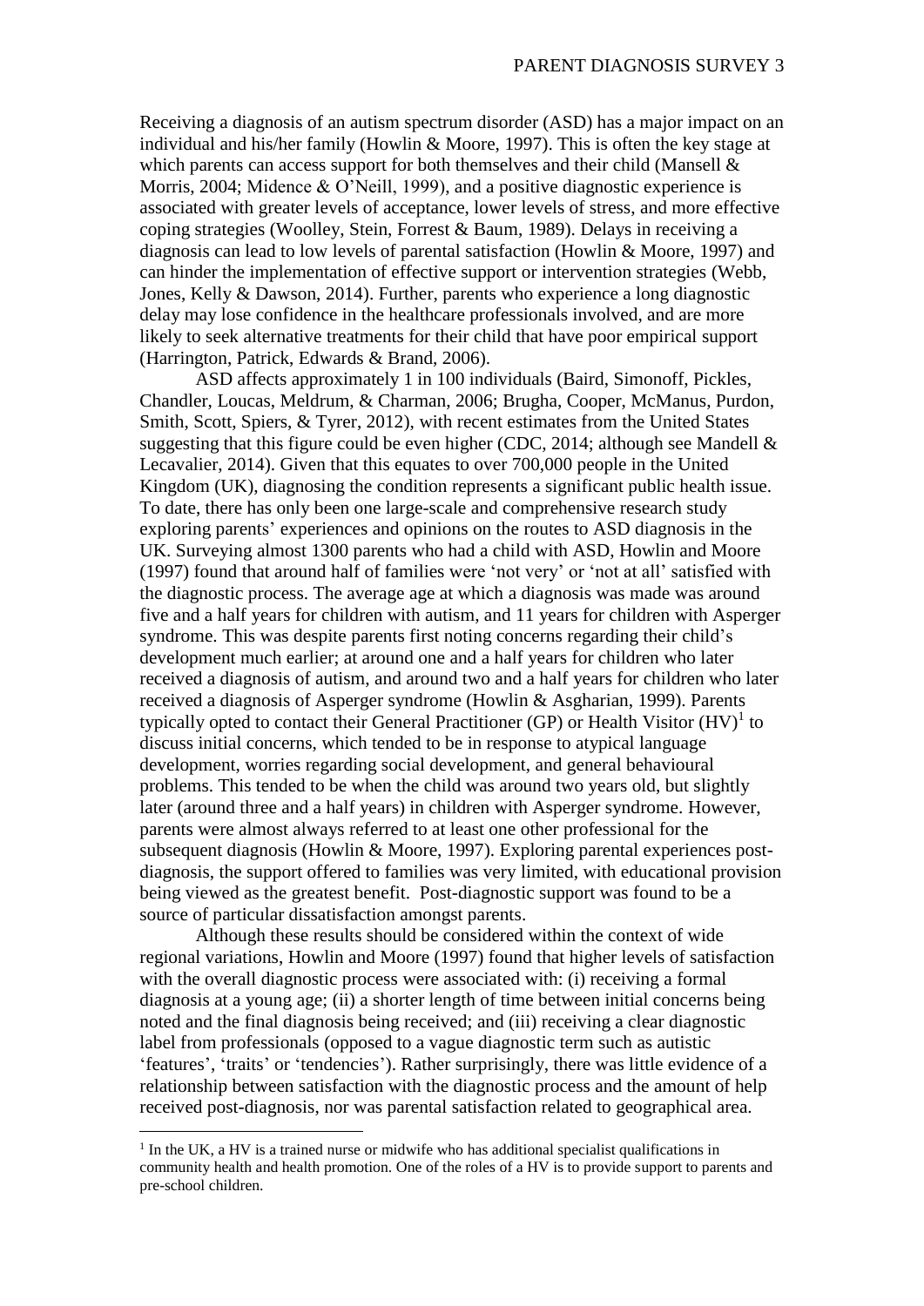Receiving a diagnosis of an autism spectrum disorder (ASD) has a major impact on an individual and his/her family (Howlin & Moore, 1997). This is often the key stage at which parents can access support for both themselves and their child (Mansell & Morris, 2004; Midence & O'Neill, 1999), and a positive diagnostic experience is associated with greater levels of acceptance, lower levels of stress, and more effective coping strategies (Woolley, Stein, Forrest & Baum, 1989). Delays in receiving a diagnosis can lead to low levels of parental satisfaction (Howlin & Moore, 1997) and can hinder the implementation of effective support or intervention strategies (Webb, Jones, Kelly & Dawson, 2014). Further, parents who experience a long diagnostic delay may lose confidence in the healthcare professionals involved, and are more likely to seek alternative treatments for their child that have poor empirical support (Harrington, Patrick, Edwards & Brand, 2006).

ASD affects approximately 1 in 100 individuals (Baird, Simonoff, Pickles, Chandler, Loucas, Meldrum, & Charman, 2006; Brugha, Cooper, McManus, Purdon, Smith, Scott, Spiers, & Tyrer, 2012), with recent estimates from the United States suggesting that this figure could be even higher (CDC, 2014; although see Mandell & Lecavalier, 2014). Given that this equates to over 700,000 people in the United Kingdom (UK), diagnosing the condition represents a significant public health issue. To date, there has only been one large-scale and comprehensive research study exploring parents' experiences and opinions on the routes to ASD diagnosis in the UK. Surveying almost 1300 parents who had a child with ASD, Howlin and Moore (1997) found that around half of families were 'not very' or 'not at all' satisfied with the diagnostic process. The average age at which a diagnosis was made was around five and a half years for children with autism, and 11 years for children with Asperger syndrome. This was despite parents first noting concerns regarding their child's development much earlier; at around one and a half years for children who later received a diagnosis of autism, and around two and a half years for children who later received a diagnosis of Asperger syndrome (Howlin & Asgharian, 1999). Parents typically opted to contact their General Practitioner (GP) or Health Visitor (HV)[1] to discuss initial concerns, which tended to be in response to atypical language development, worries regarding social development, and general behavioural problems. This tended to be when the child was around two years old, but slightly later (around three and a half years) in children with Asperger syndrome. However, parents were almost always referred to at least one other professional for the subsequent diagnosis (Howlin & Moore, 1997). Exploring parental experiences post-diagnosis, the support offered to families was very limited, with educational provision being viewed as the greatest benefit. Post-diagnostic support was found to be a source of particular dissatisfaction amongst parents.

Although these results should be considered within the context of wide regional variations, Howlin and Moore (1997) found that higher levels of satisfaction with the overall diagnostic process were associated with: (i) receiving a formal diagnosis at a young age; (ii) a shorter length of time between initial concerns being noted and the final diagnosis being received; and (iii) receiving a clear diagnostic label from professionals (opposed to a vague diagnostic term such as autistic 'features', 'traits' or 'tendencies'). Rather surprisingly, there was little evidence of a relationship between satisfaction with the diagnostic process and the amount of help received post-diagnosis, nor was parental satisfaction related to geographical area.

[1] In the UK, a HV is a trained nurse or midwife who has additional specialist qualifications in community health and health promotion. One of the roles of a HV is to provide support to parents and pre-school children.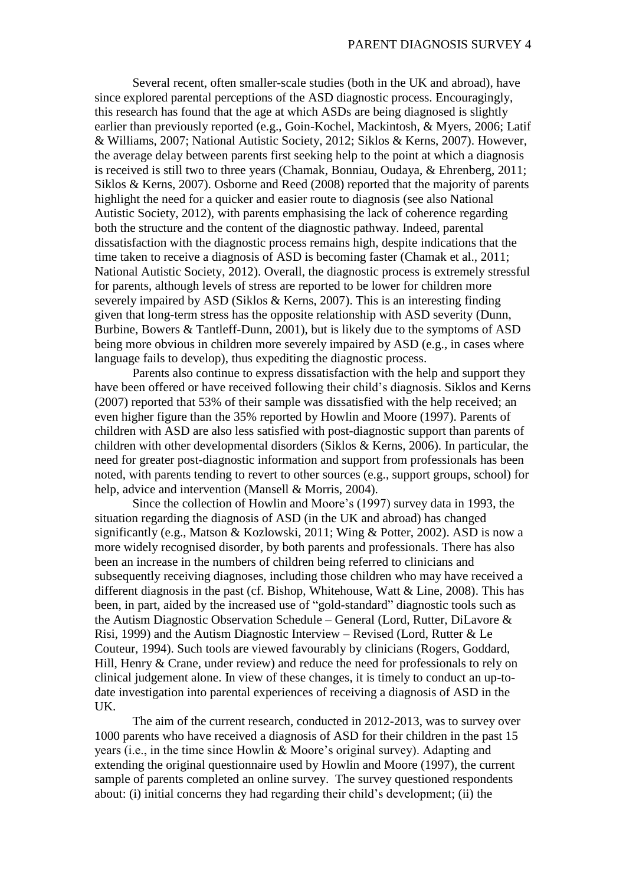Several recent, often smaller-scale studies (both in the UK and abroad), have since explored parental perceptions of the ASD diagnostic process. Encouragingly, this research has found that the age at which ASDs are being diagnosed is slightly earlier than previously reported (e.g., Goin-Kochel, Mackintosh, & Myers, 2006; Latif & Williams, 2007; National Autistic Society, 2012; Siklos & Kerns, 2007). However, the average delay between parents first seeking help to the point at which a diagnosis is received is still two to three years (Chamak, Bonniau, Oudaya, & Ehrenberg, 2011; Siklos & Kerns, 2007). Osborne and Reed (2008) reported that the majority of parents highlight the need for a quicker and easier route to diagnosis (see also National Autistic Society, 2012), with parents emphasising the lack of coherence regarding both the structure and the content of the diagnostic pathway. Indeed, parental dissatisfaction with the diagnostic process remains high, despite indications that the time taken to receive a diagnosis of ASD is becoming faster (Chamak et al., 2011; National Autistic Society, 2012). Overall, the diagnostic process is extremely stressful for parents, although levels of stress are reported to be lower for children more severely impaired by ASD (Siklos & Kerns, 2007). This is an interesting finding given that long-term stress has the opposite relationship with ASD severity (Dunn, Burbine, Bowers & Tantleff-Dunn, 2001), but is likely due to the symptoms of ASD being more obvious in children more severely impaired by ASD (e.g., in cases where language fails to develop), thus expediting the diagnostic process.

Parents also continue to express dissatisfaction with the help and support they have been offered or have received following their child's diagnosis. Siklos and Kerns (2007) reported that 53% of their sample was dissatisfied with the help received; an even higher figure than the 35% reported by Howlin and Moore (1997). Parents of children with ASD are also less satisfied with post-diagnostic support than parents of children with other developmental disorders (Siklos & Kerns, 2006). In particular, the need for greater post-diagnostic information and support from professionals has been noted, with parents tending to revert to other sources (e.g., support groups, school) for help, advice and intervention (Mansell & Morris, 2004).

Since the collection of Howlin and Moore's (1997) survey data in 1993, the situation regarding the diagnosis of ASD (in the UK and abroad) has changed significantly (e.g., Matson & Kozlowski, 2011; Wing & Potter, 2002). ASD is now a more widely recognised disorder, by both parents and professionals. There has also been an increase in the numbers of children being referred to clinicians and subsequently receiving diagnoses, including those children who may have received a different diagnosis in the past (cf. Bishop, Whitehouse, Watt & Line, 2008). This has been, in part, aided by the increased use of "gold-standard" diagnostic tools such as the Autism Diagnostic Observation Schedule – General (Lord, Rutter, DiLavore & Risi, 1999) and the Autism Diagnostic Interview – Revised (Lord, Rutter & Le Couteur, 1994). Such tools are viewed favourably by clinicians (Rogers, Goddard, Hill, Henry & Crane, under review) and reduce the need for professionals to rely on clinical judgement alone. In view of these changes, it is timely to conduct an up-to-date investigation into parental experiences of receiving a diagnosis of ASD in the UK.

The aim of the current research, conducted in 2012-2013, was to survey over 1000 parents who have received a diagnosis of ASD for their children in the past 15 years (i.e., in the time since Howlin & Moore's original survey). Adapting and extending the original questionnaire used by Howlin and Moore (1997), the current sample of parents completed an online survey. The survey questioned respondents about: (i) initial concerns they had regarding their child's development; (ii) the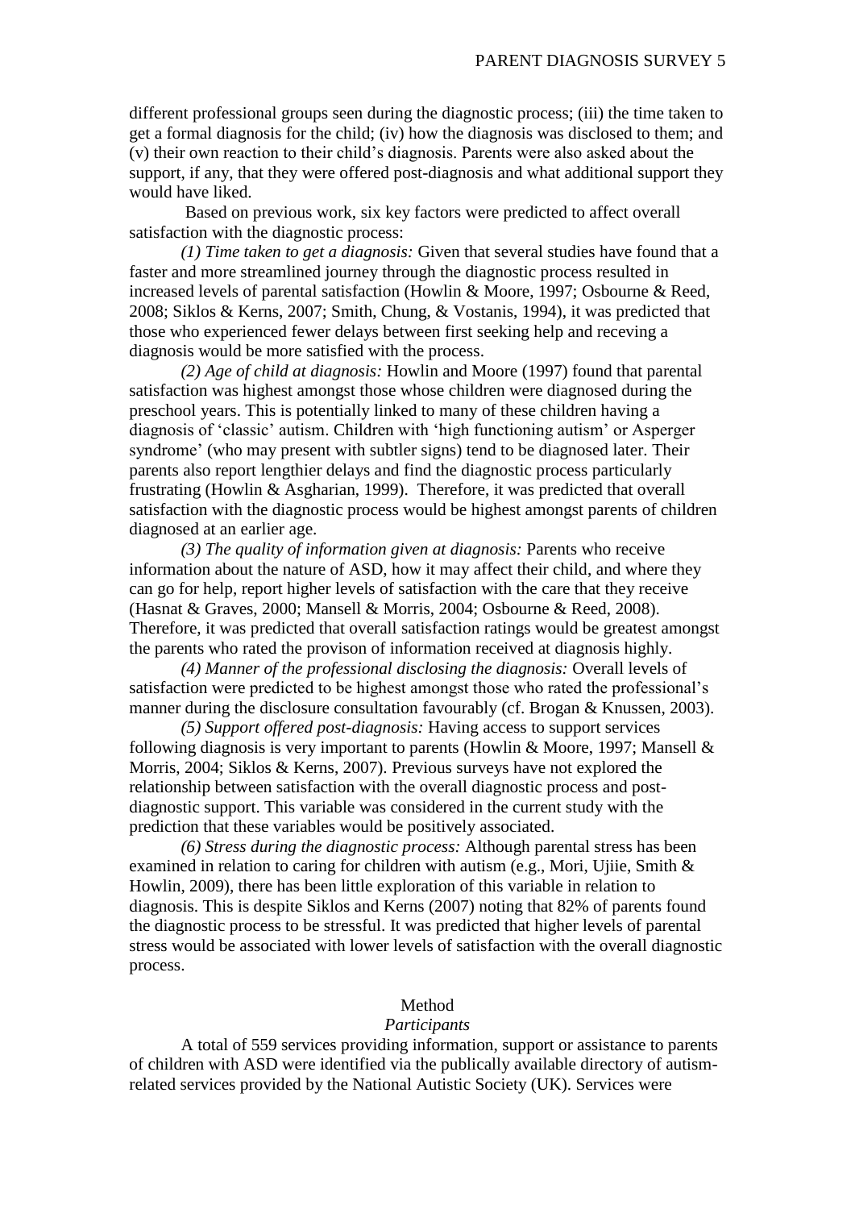different professional groups seen during the diagnostic process; (iii) the time taken to get a formal diagnosis for the child; (iv) how the diagnosis was disclosed to them; and (v) their own reaction to their child's diagnosis. Parents were also asked about the support, if any, that they were offered post-diagnosis and what additional support they would have liked.

Based on previous work, six key factors were predicted to affect overall satisfaction with the diagnostic process:

*(1) Time taken to get a diagnosis:* Given that several studies have found that a faster and more streamlined journey through the diagnostic process resulted in increased levels of parental satisfaction (Howlin & Moore, 1997; Osbourne & Reed, 2008; Siklos & Kerns, 2007; Smith, Chung, & Vostanis, 1994), it was predicted that those who experienced fewer delays between first seeking help and receving a diagnosis would be more satisfied with the process.

*(2) Age of child at diagnosis:* Howlin and Moore (1997) found that parental satisfaction was highest amongst those whose children were diagnosed during the preschool years. This is potentially linked to many of these children having a diagnosis of 'classic' autism. Children with 'high functioning autism' or Asperger syndrome' (who may present with subtler signs) tend to be diagnosed later. Their parents also report lengthier delays and find the diagnostic process particularly frustrating (Howlin & Asgharian, 1999). Therefore, it was predicted that overall satisfaction with the diagnostic process would be highest amongst parents of children diagnosed at an earlier age.

*(3) The quality of information given at diagnosis:* Parents who receive information about the nature of ASD, how it may affect their child, and where they can go for help, report higher levels of satisfaction with the care that they receive (Hasnat & Graves, 2000; Mansell & Morris, 2004; Osbourne & Reed, 2008). Therefore, it was predicted that overall satisfaction ratings would be greatest amongst the parents who rated the provison of information received at diagnosis highly.

*(4) Manner of the professional disclosing the diagnosis:* Overall levels of satisfaction were predicted to be highest amongst those who rated the professional's manner during the disclosure consultation favourably (cf. Brogan & Knussen, 2003).

*(5) Support offered post-diagnosis:* Having access to support services following diagnosis is very important to parents (Howlin & Moore, 1997; Mansell & Morris, 2004; Siklos & Kerns, 2007). Previous surveys have not explored the relationship between satisfaction with the overall diagnostic process and post-diagnostic support. This variable was considered in the current study with the prediction that these variables would be positively associated.

*(6) Stress during the diagnostic process:* Although parental stress has been examined in relation to caring for children with autism (e.g., Mori, Ujiie, Smith & Howlin, 2009), there has been little exploration of this variable in relation to diagnosis. This is despite Siklos and Kerns (2007) noting that 82% of parents found the diagnostic process to be stressful. It was predicted that higher levels of parental stress would be associated with lower levels of satisfaction with the overall diagnostic process.

## Method

### *Participants*

A total of 559 services providing information, support or assistance to parents of children with ASD were identified via the publically available directory of autism-related services provided by the National Autistic Society (UK). Services were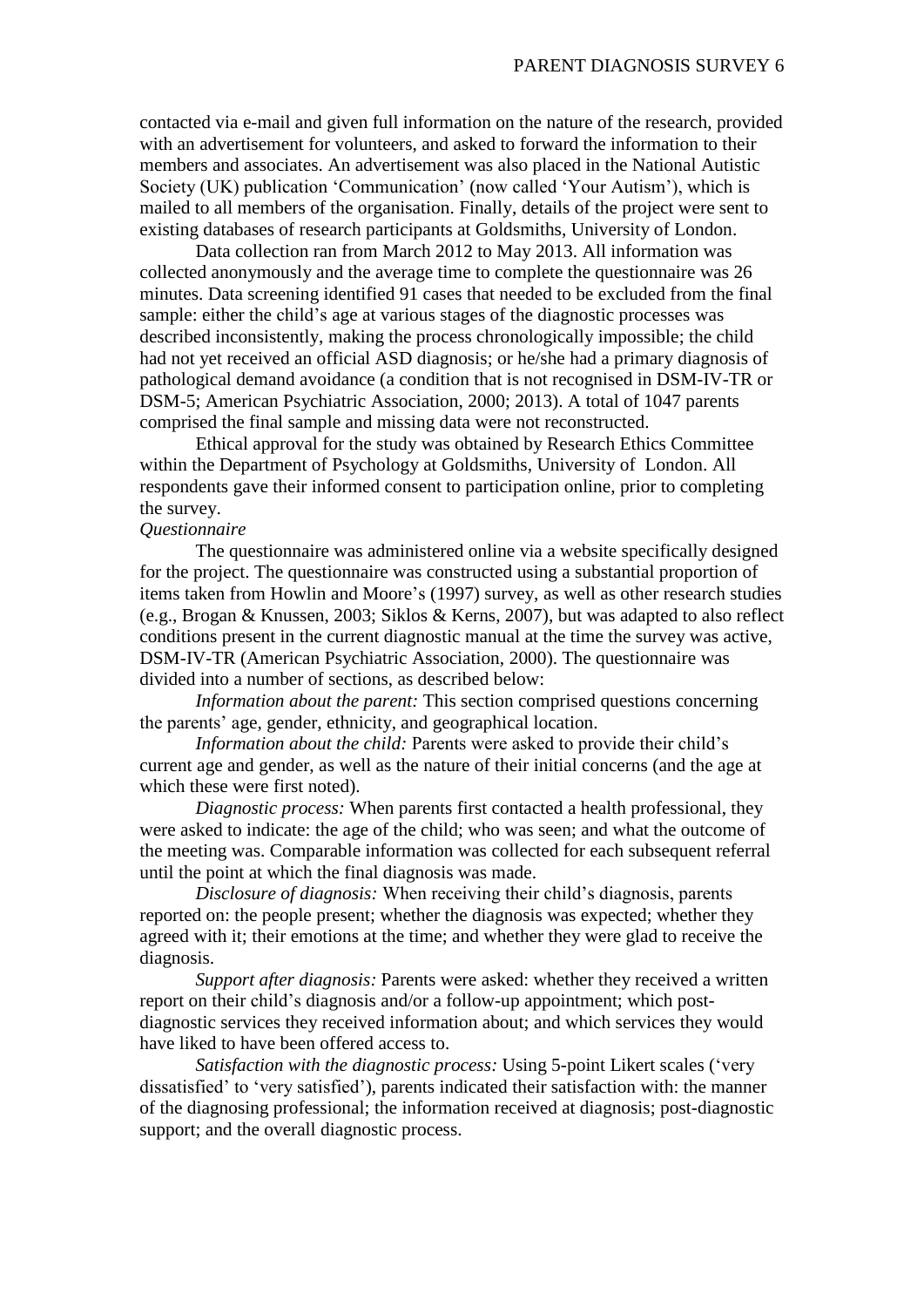contacted via e-mail and given full information on the nature of the research, provided with an advertisement for volunteers, and asked to forward the information to their members and associates. An advertisement was also placed in the National Autistic Society (UK) publication 'Communication' (now called 'Your Autism'), which is mailed to all members of the organisation. Finally, details of the project were sent to existing databases of research participants at Goldsmiths, University of London.

Data collection ran from March 2012 to May 2013. All information was collected anonymously and the average time to complete the questionnaire was 26 minutes. Data screening identified 91 cases that needed to be excluded from the final sample: either the child's age at various stages of the diagnostic processes was described inconsistently, making the process chronologically impossible; the child had not yet received an official ASD diagnosis; or he/she had a primary diagnosis of pathological demand avoidance (a condition that is not recognised in DSM-IV-TR or DSM-5; American Psychiatric Association, 2000; 2013). A total of 1047 parents comprised the final sample and missing data were not reconstructed.

Ethical approval for the study was obtained by Research Ethics Committee within the Department of Psychology at Goldsmiths, University of London. All respondents gave their informed consent to participation online, prior to completing the survey.

*Questionnaire*

The questionnaire was administered online via a website specifically designed for the project. The questionnaire was constructed using a substantial proportion of items taken from Howlin and Moore's (1997) survey, as well as other research studies (e.g., Brogan & Knussen, 2003; Siklos & Kerns, 2007), but was adapted to also reflect conditions present in the current diagnostic manual at the time the survey was active, DSM-IV-TR (American Psychiatric Association, 2000). The questionnaire was divided into a number of sections, as described below:

*Information about the parent:* This section comprised questions concerning the parents' age, gender, ethnicity, and geographical location.

*Information about the child:* Parents were asked to provide their child's current age and gender, as well as the nature of their initial concerns (and the age at which these were first noted).

*Diagnostic process:* When parents first contacted a health professional, they were asked to indicate: the age of the child; who was seen; and what the outcome of the meeting was. Comparable information was collected for each subsequent referral until the point at which the final diagnosis was made.

*Disclosure of diagnosis:* When receiving their child's diagnosis, parents reported on: the people present; whether the diagnosis was expected; whether they agreed with it; their emotions at the time; and whether they were glad to receive the diagnosis.

*Support after diagnosis:* Parents were asked: whether they received a written report on their child's diagnosis and/or a follow-up appointment; which post-diagnostic services they received information about; and which services they would have liked to have been offered access to.

*Satisfaction with the diagnostic process:* Using 5-point Likert scales ('very dissatisfied' to 'very satisfied'), parents indicated their satisfaction with: the manner of the diagnosing professional; the information received at diagnosis; post-diagnostic support; and the overall diagnostic process.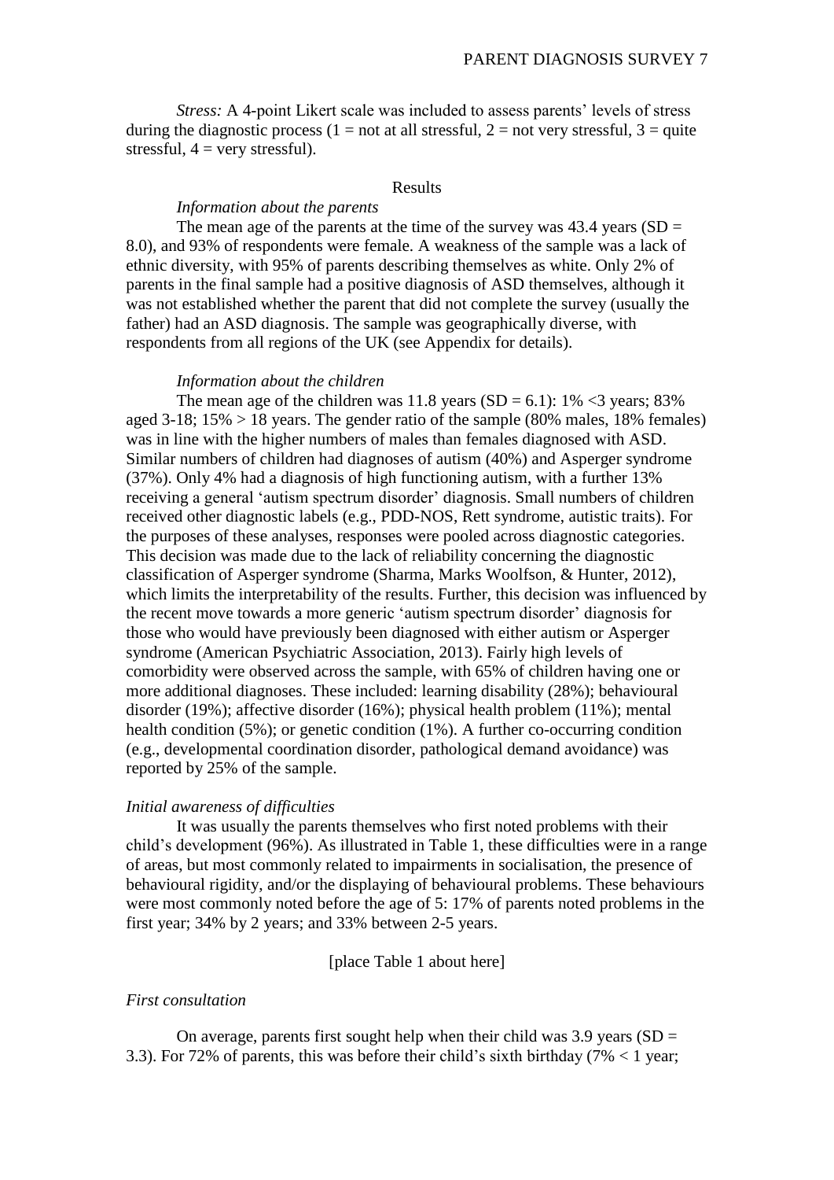*Stress:* A 4-point Likert scale was included to assess parents' levels of stress during the diagnostic process (1 = not at all stressful, 2 = not very stressful, 3 = quite stressful, 4 = very stressful).

## Results

### *Information about the parents*

The mean age of the parents at the time of the survey was 43.4 years (SD = 8.0), and 93% of respondents were female. A weakness of the sample was a lack of ethnic diversity, with 95% of parents describing themselves as white. Only 2% of parents in the final sample had a positive diagnosis of ASD themselves, although it was not established whether the parent that did not complete the survey (usually the father) had an ASD diagnosis. The sample was geographically diverse, with respondents from all regions of the UK (see Appendix for details).

### *Information about the children*

The mean age of the children was 11.8 years (SD = 6.1): 1% <3 years; 83% aged 3-18; 15% > 18 years. The gender ratio of the sample (80% males, 18% females) was in line with the higher numbers of males than females diagnosed with ASD. Similar numbers of children had diagnoses of autism (40%) and Asperger syndrome (37%). Only 4% had a diagnosis of high functioning autism, with a further 13% receiving a general 'autism spectrum disorder' diagnosis. Small numbers of children received other diagnostic labels (e.g., PDD-NOS, Rett syndrome, autistic traits). For the purposes of these analyses, responses were pooled across diagnostic categories. This decision was made due to the lack of reliability concerning the diagnostic classification of Asperger syndrome (Sharma, Marks Woolfson, & Hunter, 2012), which limits the interpretability of the results. Further, this decision was influenced by the recent move towards a more generic 'autism spectrum disorder' diagnosis for those who would have previously been diagnosed with either autism or Asperger syndrome (American Psychiatric Association, 2013). Fairly high levels of comorbidity were observed across the sample, with 65% of children having one or more additional diagnoses. These included: learning disability (28%); behavioural disorder (19%); affective disorder (16%); physical health problem (11%); mental health condition (5%); or genetic condition (1%). A further co-occurring condition (e.g., developmental coordination disorder, pathological demand avoidance) was reported by 25% of the sample.

### *Initial awareness of difficulties*

It was usually the parents themselves who first noted problems with their child's development (96%). As illustrated in Table 1, these difficulties were in a range of areas, but most commonly related to impairments in socialisation, the presence of behavioural rigidity, and/or the displaying of behavioural problems. These behaviours were most commonly noted before the age of 5: 17% of parents noted problems in the first year; 34% by 2 years; and 33% between 2-5 years.

[place Table 1 about here]

### *First consultation*

On average, parents first sought help when their child was 3.9 years (SD = 3.3). For 72% of parents, this was before their child's sixth birthday (7% < 1 year;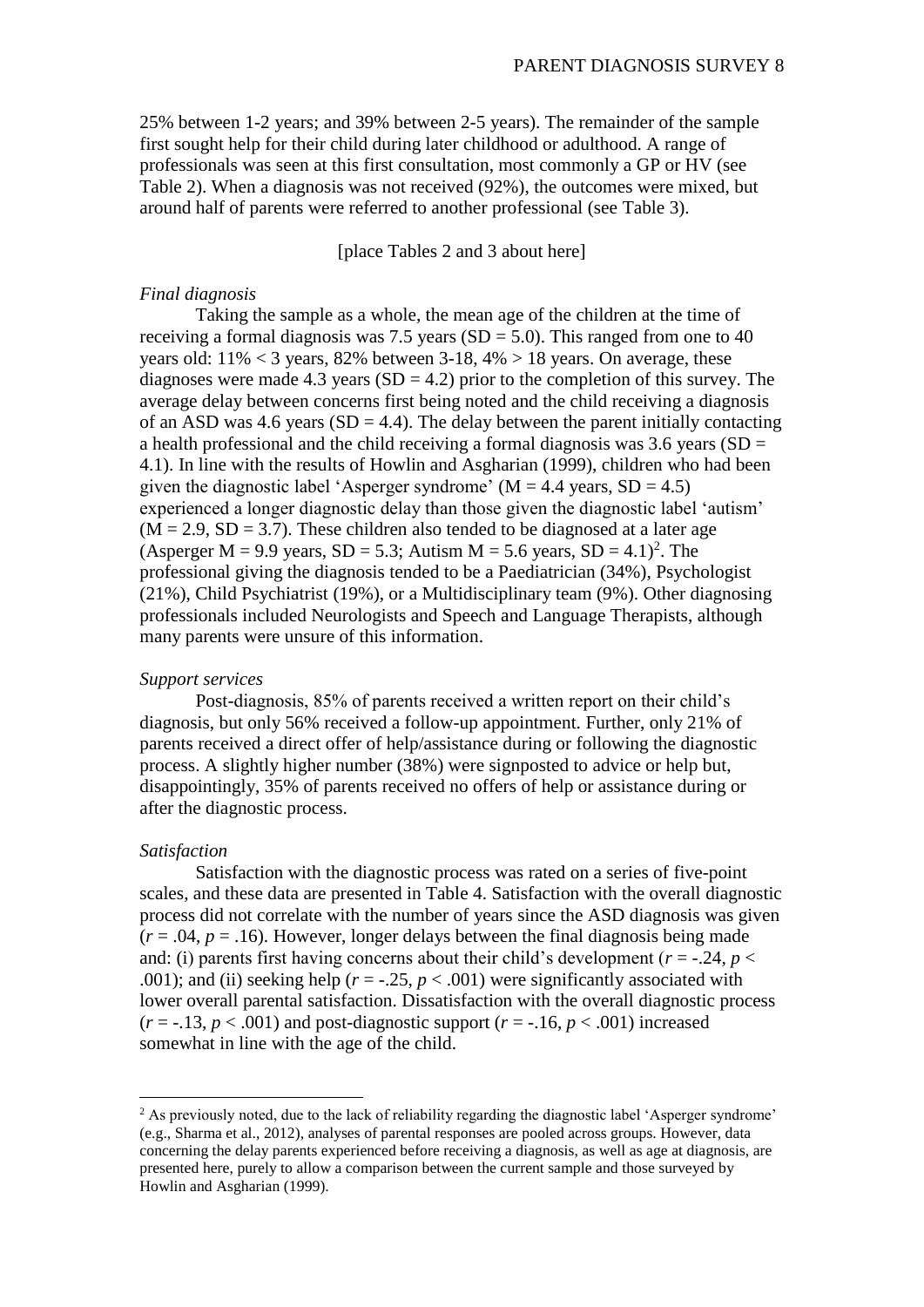25% between 1-2 years; and 39% between 2-5 years). The remainder of the sample first sought help for their child during later childhood or adulthood. A range of professionals was seen at this first consultation, most commonly a GP or HV (see Table 2). When a diagnosis was not received (92%), the outcomes were mixed, but around half of parents were referred to another professional (see Table 3).

[place Tables 2 and 3 about here]

*Final diagnosis*

Taking the sample as a whole, the mean age of the children at the time of receiving a formal diagnosis was 7.5 years (SD = 5.0). This ranged from one to 40 years old: 11% < 3 years, 82% between 3-18, 4% > 18 years. On average, these diagnoses were made 4.3 years (SD = 4.2) prior to the completion of this survey. The average delay between concerns first being noted and the child receiving a diagnosis of an ASD was 4.6 years (SD = 4.4). The delay between the parent initially contacting a health professional and the child receiving a formal diagnosis was 3.6 years (SD = 4.1). In line with the results of Howlin and Asgharian (1999), children who had been given the diagnostic label 'Asperger syndrome' (M = 4.4 years, SD = 4.5) experienced a longer diagnostic delay than those given the diagnostic label 'autism' (M = 2.9, SD = 3.7). These children also tended to be diagnosed at a later age (Asperger M = 9.9 years, SD = 5.3; Autism M = 5.6 years, SD = 4.1)[2]. The professional giving the diagnosis tended to be a Paediatrician (34%), Psychologist (21%), Child Psychiatrist (19%), or a Multidisciplinary team (9%). Other diagnosing professionals included Neurologists and Speech and Language Therapists, although many parents were unsure of this information.

*Support services*

Post-diagnosis, 85% of parents received a written report on their child's diagnosis, but only 56% received a follow-up appointment. Further, only 21% of parents received a direct offer of help/assistance during or following the diagnostic process. A slightly higher number (38%) were signposted to advice or help but, disappointingly, 35% of parents received no offers of help or assistance during or after the diagnostic process.

*Satisfaction*

Satisfaction with the diagnostic process was rated on a series of five-point scales, and these data are presented in Table 4. Satisfaction with the overall diagnostic process did not correlate with the number of years since the ASD diagnosis was given ($r = .04$, $p = .16$). However, longer delays between the final diagnosis being made and: (i) parents first having concerns about their child's development ($r = -.24$, $p < .001$); and (ii) seeking help ($r = -.25$, $p < .001$) were significantly associated with lower overall parental satisfaction. Dissatisfaction with the overall diagnostic process ($r = -.13$, $p < .001$) and post-diagnostic support ($r = -.16$, $p < .001$) increased somewhat in line with the age of the child.

[2] As previously noted, due to the lack of reliability regarding the diagnostic label 'Asperger syndrome' (e.g., Sharma et al., 2012), analyses of parental responses are pooled across groups. However, data concerning the delay parents experienced before receiving a diagnosis, as well as age at diagnosis, are presented here, purely to allow a comparison between the current sample and those surveyed by Howlin and Asgharian (1999).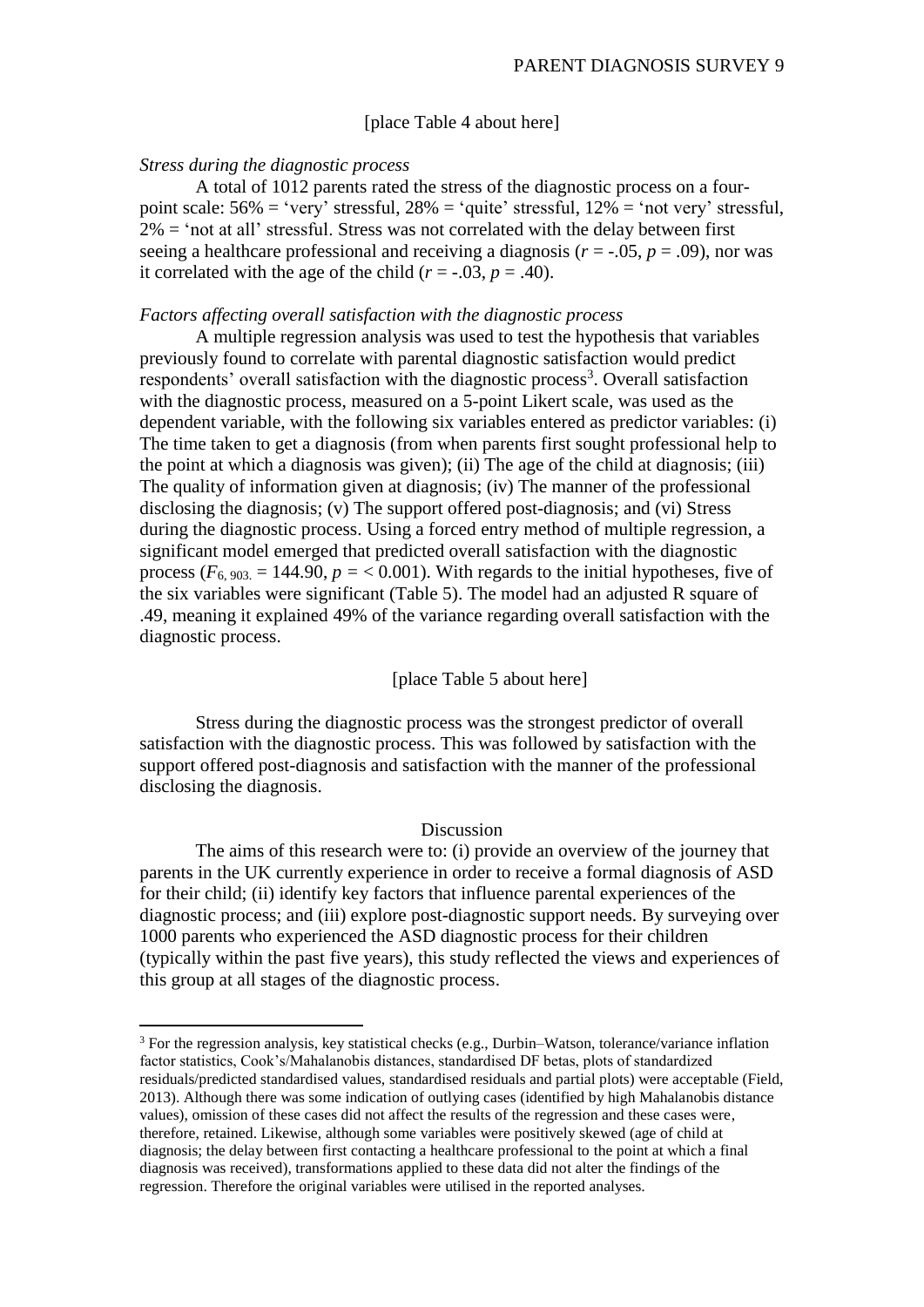[place Table 4 about here]

*Stress during the diagnostic process*

A total of 1012 parents rated the stress of the diagnostic process on a four-point scale: 56% = 'very' stressful, 28% = 'quite' stressful, 12% = 'not very' stressful, 2% = 'not at all' stressful. Stress was not correlated with the delay between first seeing a healthcare professional and receiving a diagnosis ($r$ = -.05, $p$ = .09), nor was it correlated with the age of the child ($r$ = -.03, $p$ = .40).

*Factors affecting overall satisfaction with the diagnostic process*

A multiple regression analysis was used to test the hypothesis that variables previously found to correlate with parental diagnostic satisfaction would predict respondents' overall satisfaction with the diagnostic process[3]. Overall satisfaction with the diagnostic process, measured on a 5-point Likert scale, was used as the dependent variable, with the following six variables entered as predictor variables: (i) The time taken to get a diagnosis (from when parents first sought professional help to the point at which a diagnosis was given); (ii) The age of the child at diagnosis; (iii) The quality of information given at diagnosis; (iv) The manner of the professional disclosing the diagnosis; (v) The support offered post-diagnosis; and (vi) Stress during the diagnostic process. Using a forced entry method of multiple regression, a significant model emerged that predicted overall satisfaction with the diagnostic process ($F_{6, 903.}$ = 144.90, $p$ = < 0.001). With regards to the initial hypotheses, five of the six variables were significant (Table 5). The model had an adjusted R square of .49, meaning it explained 49% of the variance regarding overall satisfaction with the diagnostic process.

[place Table 5 about here]

Stress during the diagnostic process was the strongest predictor of overall satisfaction with the diagnostic process. This was followed by satisfaction with the support offered post-diagnosis and satisfaction with the manner of the professional disclosing the diagnosis.

## Discussion

The aims of this research were to: (i) provide an overview of the journey that parents in the UK currently experience in order to receive a formal diagnosis of ASD for their child; (ii) identify key factors that influence parental experiences of the diagnostic process; and (iii) explore post-diagnostic support needs. By surveying over 1000 parents who experienced the ASD diagnostic process for their children (typically within the past five years), this study reflected the views and experiences of this group at all stages of the diagnostic process.

---

[3] For the regression analysis, key statistical checks (e.g., Durbin–Watson, tolerance/variance inflation factor statistics, Cook's/Mahalanobis distances, standardised DF betas, plots of standardized residuals/predicted standardised values, standardised residuals and partial plots) were acceptable (Field, 2013). Although there was some indication of outlying cases (identified by high Mahalanobis distance values), omission of these cases did not affect the results of the regression and these cases were, therefore, retained. Likewise, although some variables were positively skewed (age of child at diagnosis; the delay between first contacting a healthcare professional to the point at which a final diagnosis was received), transformations applied to these data did not alter the findings of the regression. Therefore the original variables were utilised in the reported analyses.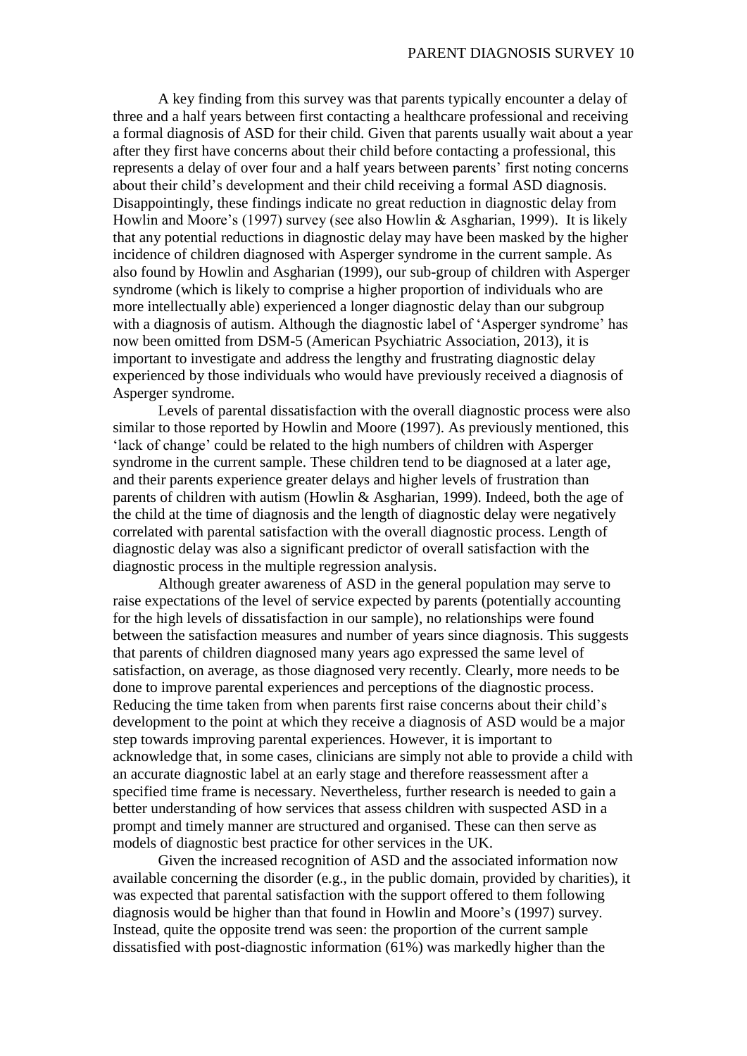A key finding from this survey was that parents typically encounter a delay of three and a half years between first contacting a healthcare professional and receiving a formal diagnosis of ASD for their child. Given that parents usually wait about a year after they first have concerns about their child before contacting a professional, this represents a delay of over four and a half years between parents' first noting concerns about their child's development and their child receiving a formal ASD diagnosis. Disappointingly, these findings indicate no great reduction in diagnostic delay from Howlin and Moore's (1997) survey (see also Howlin & Asgharian, 1999). It is likely that any potential reductions in diagnostic delay may have been masked by the higher incidence of children diagnosed with Asperger syndrome in the current sample. As also found by Howlin and Asgharian (1999), our sub-group of children with Asperger syndrome (which is likely to comprise a higher proportion of individuals who are more intellectually able) experienced a longer diagnostic delay than our subgroup with a diagnosis of autism. Although the diagnostic label of 'Asperger syndrome' has now been omitted from DSM-5 (American Psychiatric Association, 2013), it is important to investigate and address the lengthy and frustrating diagnostic delay experienced by those individuals who would have previously received a diagnosis of Asperger syndrome.

Levels of parental dissatisfaction with the overall diagnostic process were also similar to those reported by Howlin and Moore (1997). As previously mentioned, this 'lack of change' could be related to the high numbers of children with Asperger syndrome in the current sample. These children tend to be diagnosed at a later age, and their parents experience greater delays and higher levels of frustration than parents of children with autism (Howlin & Asgharian, 1999). Indeed, both the age of the child at the time of diagnosis and the length of diagnostic delay were negatively correlated with parental satisfaction with the overall diagnostic process. Length of diagnostic delay was also a significant predictor of overall satisfaction with the diagnostic process in the multiple regression analysis.

Although greater awareness of ASD in the general population may serve to raise expectations of the level of service expected by parents (potentially accounting for the high levels of dissatisfaction in our sample), no relationships were found between the satisfaction measures and number of years since diagnosis. This suggests that parents of children diagnosed many years ago expressed the same level of satisfaction, on average, as those diagnosed very recently. Clearly, more needs to be done to improve parental experiences and perceptions of the diagnostic process. Reducing the time taken from when parents first raise concerns about their child's development to the point at which they receive a diagnosis of ASD would be a major step towards improving parental experiences. However, it is important to acknowledge that, in some cases, clinicians are simply not able to provide a child with an accurate diagnostic label at an early stage and therefore reassessment after a specified time frame is necessary. Nevertheless, further research is needed to gain a better understanding of how services that assess children with suspected ASD in a prompt and timely manner are structured and organised. These can then serve as models of diagnostic best practice for other services in the UK.

Given the increased recognition of ASD and the associated information now available concerning the disorder (e.g., in the public domain, provided by charities), it was expected that parental satisfaction with the support offered to them following diagnosis would be higher than that found in Howlin and Moore's (1997) survey. Instead, quite the opposite trend was seen: the proportion of the current sample dissatisfied with post-diagnostic information (61%) was markedly higher than the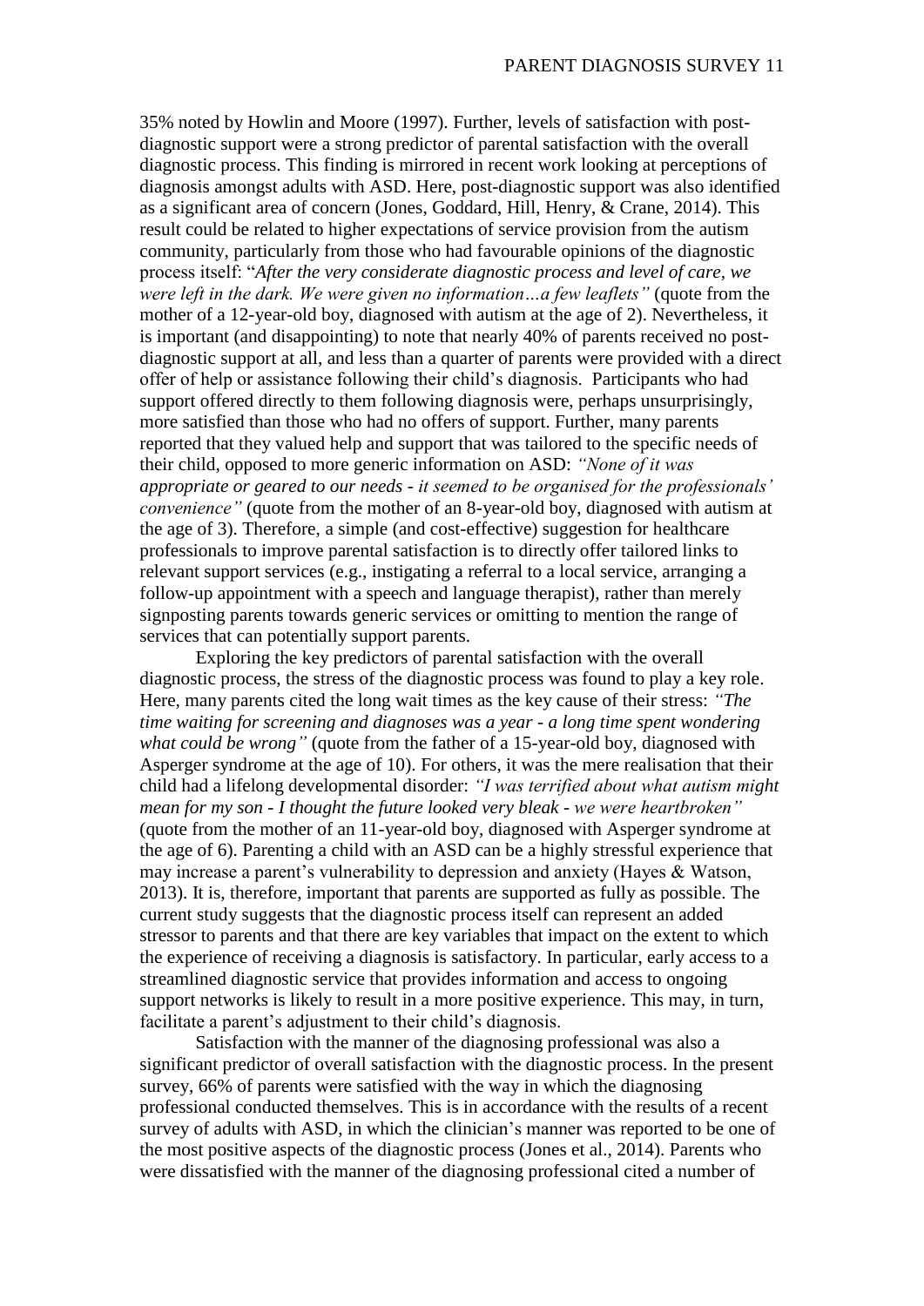35% noted by Howlin and Moore (1997). Further, levels of satisfaction with post-diagnostic support were a strong predictor of parental satisfaction with the overall diagnostic process. This finding is mirrored in recent work looking at perceptions of diagnosis amongst adults with ASD. Here, post-diagnostic support was also identified as a significant area of concern (Jones, Goddard, Hill, Henry, & Crane, 2014). This result could be related to higher expectations of service provision from the autism community, particularly from those who had favourable opinions of the diagnostic process itself: "*After the very considerate diagnostic process and level of care, we were left in the dark. We were given no information…a few leaflets"* (quote from the mother of a 12-year-old boy, diagnosed with autism at the age of 2). Nevertheless, it is important (and disappointing) to note that nearly 40% of parents received no post-diagnostic support at all, and less than a quarter of parents were provided with a direct offer of help or assistance following their child's diagnosis. Participants who had support offered directly to them following diagnosis were, perhaps unsurprisingly, more satisfied than those who had no offers of support. Further, many parents reported that they valued help and support that was tailored to the specific needs of their child, opposed to more generic information on ASD: *"None of it was appropriate or geared to our needs - it seemed to be organised for the professionals' convenience"* (quote from the mother of an 8-year-old boy, diagnosed with autism at the age of 3). Therefore, a simple (and cost-effective) suggestion for healthcare professionals to improve parental satisfaction is to directly offer tailored links to relevant support services (e.g., instigating a referral to a local service, arranging a follow-up appointment with a speech and language therapist), rather than merely signposting parents towards generic services or omitting to mention the range of services that can potentially support parents.

Exploring the key predictors of parental satisfaction with the overall diagnostic process, the stress of the diagnostic process was found to play a key role. Here, many parents cited the long wait times as the key cause of their stress: *"The time waiting for screening and diagnoses was a year - a long time spent wondering what could be wrong"* (quote from the father of a 15-year-old boy, diagnosed with Asperger syndrome at the age of 10). For others, it was the mere realisation that their child had a lifelong developmental disorder: *"I was terrified about what autism might mean for my son - I thought the future looked very bleak - we were heartbroken"* (quote from the mother of an 11-year-old boy, diagnosed with Asperger syndrome at the age of 6). Parenting a child with an ASD can be a highly stressful experience that may increase a parent's vulnerability to depression and anxiety (Hayes & Watson, 2013). It is, therefore, important that parents are supported as fully as possible. The current study suggests that the diagnostic process itself can represent an added stressor to parents and that there are key variables that impact on the extent to which the experience of receiving a diagnosis is satisfactory. In particular, early access to a streamlined diagnostic service that provides information and access to ongoing support networks is likely to result in a more positive experience. This may, in turn, facilitate a parent's adjustment to their child's diagnosis.

Satisfaction with the manner of the diagnosing professional was also a significant predictor of overall satisfaction with the diagnostic process. In the present survey, 66% of parents were satisfied with the way in which the diagnosing professional conducted themselves. This is in accordance with the results of a recent survey of adults with ASD, in which the clinician's manner was reported to be one of the most positive aspects of the diagnostic process (Jones et al., 2014). Parents who were dissatisfied with the manner of the diagnosing professional cited a number of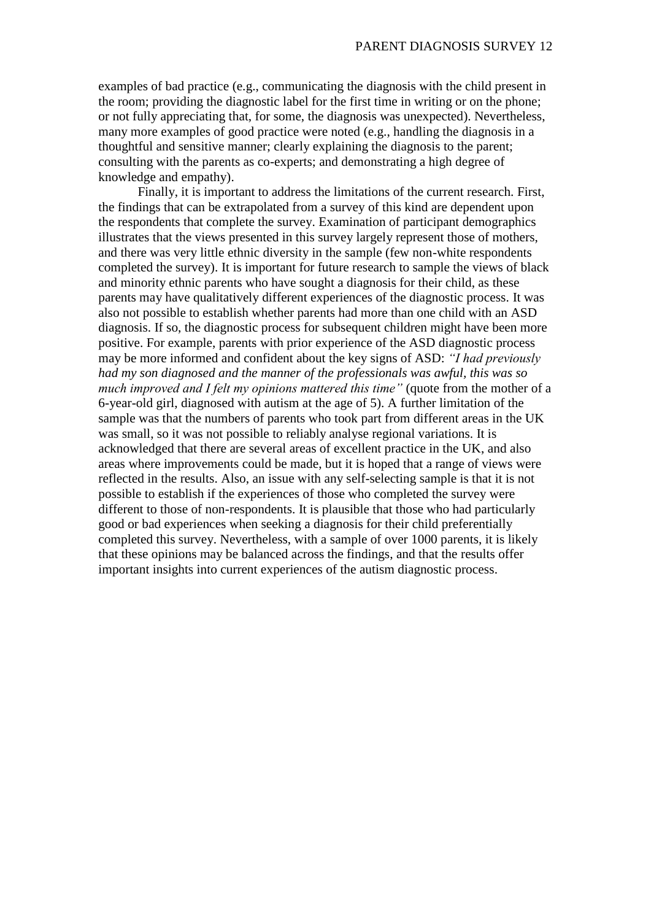examples of bad practice (e.g., communicating the diagnosis with the child present in the room; providing the diagnostic label for the first time in writing or on the phone; or not fully appreciating that, for some, the diagnosis was unexpected). Nevertheless, many more examples of good practice were noted (e.g., handling the diagnosis in a thoughtful and sensitive manner; clearly explaining the diagnosis to the parent; consulting with the parents as co-experts; and demonstrating a high degree of knowledge and empathy).

Finally, it is important to address the limitations of the current research. First, the findings that can be extrapolated from a survey of this kind are dependent upon the respondents that complete the survey. Examination of participant demographics illustrates that the views presented in this survey largely represent those of mothers, and there was very little ethnic diversity in the sample (few non-white respondents completed the survey). It is important for future research to sample the views of black and minority ethnic parents who have sought a diagnosis for their child, as these parents may have qualitatively different experiences of the diagnostic process. It was also not possible to establish whether parents had more than one child with an ASD diagnosis. If so, the diagnostic process for subsequent children might have been more positive. For example, parents with prior experience of the ASD diagnostic process may be more informed and confident about the key signs of ASD: *"I had previously had my son diagnosed and the manner of the professionals was awful, this was so much improved and I felt my opinions mattered this time"* (quote from the mother of a 6-year-old girl, diagnosed with autism at the age of 5). A further limitation of the sample was that the numbers of parents who took part from different areas in the UK was small, so it was not possible to reliably analyse regional variations. It is acknowledged that there are several areas of excellent practice in the UK, and also areas where improvements could be made, but it is hoped that a range of views were reflected in the results. Also, an issue with any self-selecting sample is that it is not possible to establish if the experiences of those who completed the survey were different to those of non-respondents. It is plausible that those who had particularly good or bad experiences when seeking a diagnosis for their child preferentially completed this survey. Nevertheless, with a sample of over 1000 parents, it is likely that these opinions may be balanced across the findings, and that the results offer important insights into current experiences of the autism diagnostic process.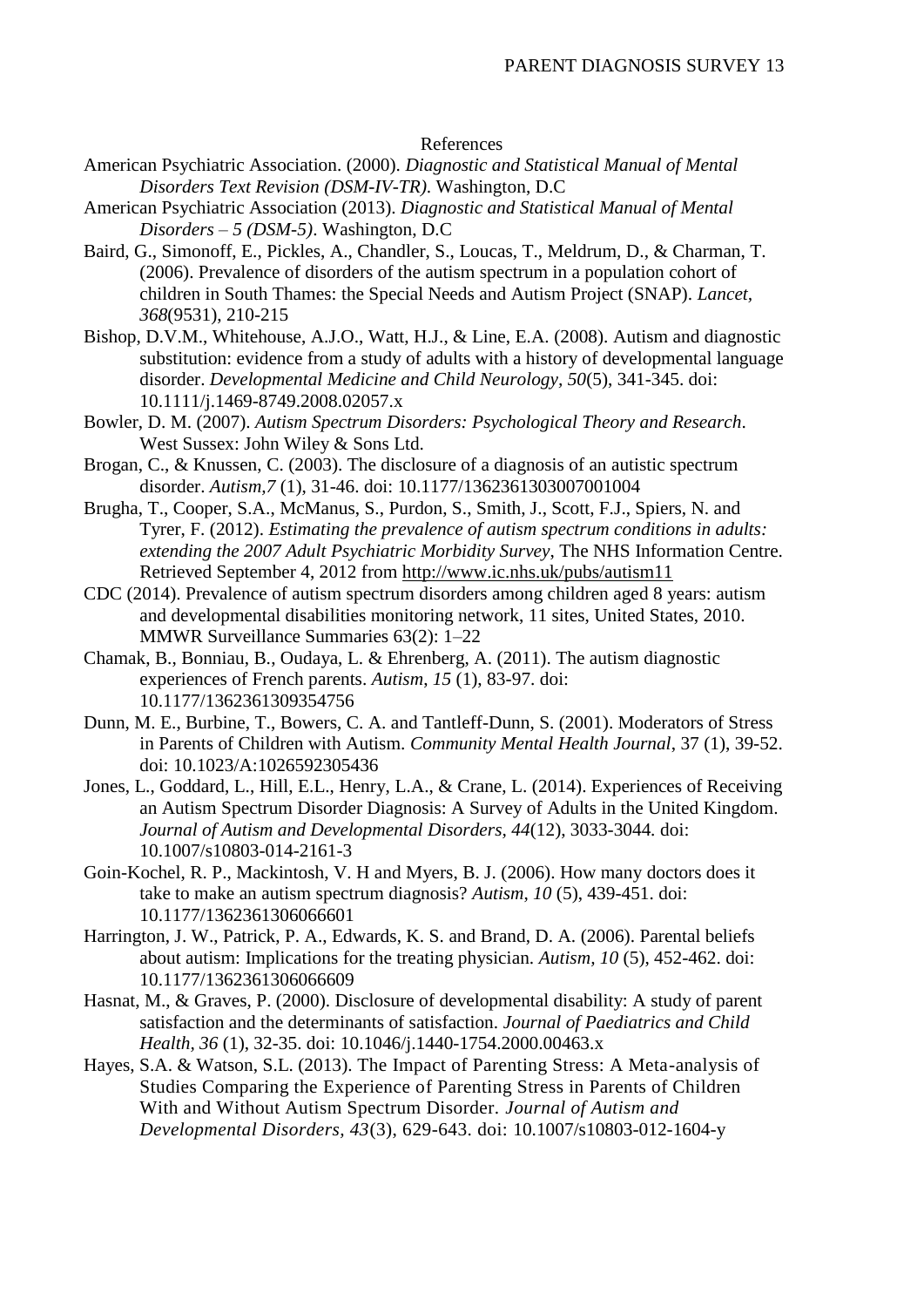# References

American Psychiatric Association. (2000). *Diagnostic and Statistical Manual of Mental Disorders Text Revision (DSM-IV-TR).* Washington, D.C

American Psychiatric Association (2013). *Diagnostic and Statistical Manual of Mental Disorders – 5 (DSM-5)*. Washington, D.C

Baird, G., Simonoff, E., Pickles, A., Chandler, S., Loucas, T., Meldrum, D., & Charman, T. (2006). Prevalence of disorders of the autism spectrum in a population cohort of children in South Thames: the Special Needs and Autism Project (SNAP). *Lancet, 368*(9531), 210-215

Bishop, D.V.M., Whitehouse, A.J.O., Watt, H.J., & Line, E.A. (2008). Autism and diagnostic substitution: evidence from a study of adults with a history of developmental language disorder. *Developmental Medicine and Child Neurology, 50*(5), 341-345. doi: 10.1111/j.1469-8749.2008.02057.x

Bowler, D. M. (2007). *Autism Spectrum Disorders: Psychological Theory and Research*. West Sussex: John Wiley & Sons Ltd.

Brogan, C., & Knussen, C. (2003). The disclosure of a diagnosis of an autistic spectrum disorder. *Autism,7* (1), 31-46. doi: 10.1177/1362361303007001004

Brugha, T., Cooper, S.A., McManus, S., Purdon, S., Smith, J., Scott, F.J., Spiers, N. and Tyrer, F. (2012). *Estimating the prevalence of autism spectrum conditions in adults: extending the 2007 Adult Psychiatric Morbidity Survey*, The NHS Information Centre. Retrieved September 4, 2012 from http://www.ic.nhs.uk/pubs/autism11

CDC (2014). Prevalence of autism spectrum disorders among children aged 8 years: autism and developmental disabilities monitoring network, 11 sites, United States, 2010. MMWR Surveillance Summaries 63(2): 1–22

Chamak, B., Bonniau, B., Oudaya, L. & Ehrenberg, A. (2011). The autism diagnostic experiences of French parents. *Autism*, *15* (1), 83-97. doi: 10.1177/1362361309354756

Dunn, M. E., Burbine, T., Bowers, C. A. and Tantleff-Dunn, S. (2001). Moderators of Stress in Parents of Children with Autism. *Community Mental Health Journal*, 37 (1), 39-52. doi: 10.1023/A:1026592305436

Jones, L., Goddard, L., Hill, E.L., Henry, L.A., & Crane, L. (2014). Experiences of Receiving an Autism Spectrum Disorder Diagnosis: A Survey of Adults in the United Kingdom. *Journal of Autism and Developmental Disorders, 44*(12), 3033-3044. doi: 10.1007/s10803-014-2161-3

Goin-Kochel, R. P., Mackintosh, V. H and Myers, B. J. (2006). How many doctors does it take to make an autism spectrum diagnosis? *Autism*, *10* (5), 439-451. doi: 10.1177/1362361306066601

Harrington, J. W., Patrick, P. A., Edwards, K. S. and Brand, D. A. (2006). Parental beliefs about autism: Implications for the treating physician. *Autism, 10* (5), 452-462. doi: 10.1177/1362361306066609

Hasnat, M., & Graves, P. (2000). Disclosure of developmental disability: A study of parent satisfaction and the determinants of satisfaction. *Journal of Paediatrics and Child Health*, *36* (1), 32-35. doi: 10.1046/j.1440-1754.2000.00463.x

Hayes, S.A. & Watson, S.L. (2013). The Impact of Parenting Stress: A Meta-analysis of Studies Comparing the Experience of Parenting Stress in Parents of Children With and Without Autism Spectrum Disorder. *Journal of Autism and Developmental Disorders, 43*(3), 629-643. doi: 10.1007/s10803-012-1604-y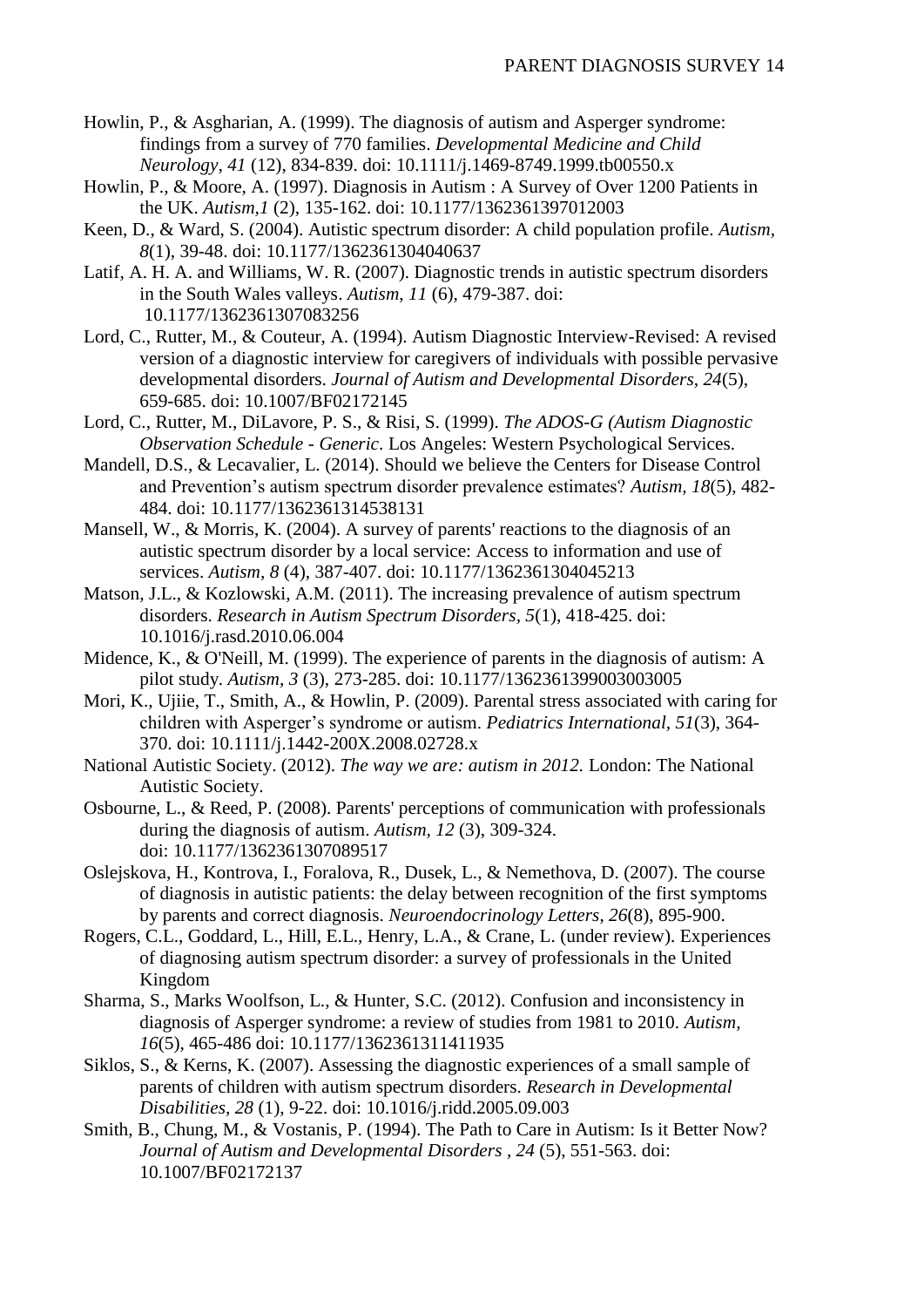Howlin, P., & Asgharian, A. (1999). The diagnosis of autism and Asperger syndrome: findings from a survey of 770 families. *Developmental Medicine and Child Neurology, 41* (12), 834-839. doi: 10.1111/j.1469-8749.1999.tb00550.x

Howlin, P., & Moore, A. (1997). Diagnosis in Autism : A Survey of Over 1200 Patients in the UK. *Autism,1* (2), 135-162. doi: 10.1177/1362361397012003

Keen, D., & Ward, S. (2004). Autistic spectrum disorder: A child population profile. *Autism, 8*(1), 39-48. doi: 10.1177/1362361304040637

Latif, A. H. A. and Williams, W. R. (2007). Diagnostic trends in autistic spectrum disorders in the South Wales valleys. *Autism*, *11* (6), 479-387. doi: 10.1177/1362361307083256

Lord, C., Rutter, M., & Couteur, A. (1994). Autism Diagnostic Interview-Revised: A revised version of a diagnostic interview for caregivers of individuals with possible pervasive developmental disorders. *Journal of Autism and Developmental Disorders, 24*(5), 659-685. doi: 10.1007/BF02172145

Lord, C., Rutter, M., DiLavore, P. S., & Risi, S. (1999). *The ADOS-G (Autism Diagnostic Observation Schedule - Generic*. Los Angeles: Western Psychological Services.

Mandell, D.S., & Lecavalier, L. (2014). Should we believe the Centers for Disease Control and Prevention's autism spectrum disorder prevalence estimates? *Autism, 18*(5), 482-484. doi: 10.1177/1362361314538131

Mansell, W., & Morris, K. (2004). A survey of parents' reactions to the diagnosis of an autistic spectrum disorder by a local service: Access to information and use of services. *Autism, 8* (4), 387-407. doi: 10.1177/1362361304045213

Matson, J.L., & Kozlowski, A.M. (2011). The increasing prevalence of autism spectrum disorders. *Research in Autism Spectrum Disorders, 5*(1), 418-425. doi: 10.1016/j.rasd.2010.06.004

Midence, K., & O'Neill, M. (1999). The experience of parents in the diagnosis of autism: A pilot study. *Autism, 3* (3), 273-285. doi: 10.1177/1362361399003003005

Mori, K., Ujiie, T., Smith, A., & Howlin, P. (2009). Parental stress associated with caring for children with Asperger's syndrome or autism. *Pediatrics International, 51*(3), 364-370. doi: 10.1111/j.1442-200X.2008.02728.x

National Autistic Society. (2012). *The way we are: autism in 2012.* London: The National Autistic Society.

Osbourne, L., & Reed, P. (2008). Parents' perceptions of communication with professionals during the diagnosis of autism. *Autism, 12* (3), 309-324. doi: 10.1177/1362361307089517

Oslejskova, H., Kontrova, I., Foralova, R., Dusek, L., & Nemethova, D. (2007). The course of diagnosis in autistic patients: the delay between recognition of the first symptoms by parents and correct diagnosis. *Neuroendocrinology Letters*, *26*(8), 895-900.

Rogers, C.L., Goddard, L., Hill, E.L., Henry, L.A., & Crane, L. (under review). Experiences of diagnosing autism spectrum disorder: a survey of professionals in the United Kingdom

Sharma, S., Marks Woolfson, L., & Hunter, S.C. (2012). Confusion and inconsistency in diagnosis of Asperger syndrome: a review of studies from 1981 to 2010. *Autism, 16*(5), 465-486 doi: 10.1177/1362361311411935

Siklos, S., & Kerns, K. (2007). Assessing the diagnostic experiences of a small sample of parents of children with autism spectrum disorders. *Research in Developmental Disabilities, 28* (1), 9-22. doi: 10.1016/j.ridd.2005.09.003

Smith, B., Chung, M., & Vostanis, P. (1994). The Path to Care in Autism: Is it Better Now? *Journal of Autism and Developmental Disorders , 24* (5), 551-563. doi: 10.1007/BF02172137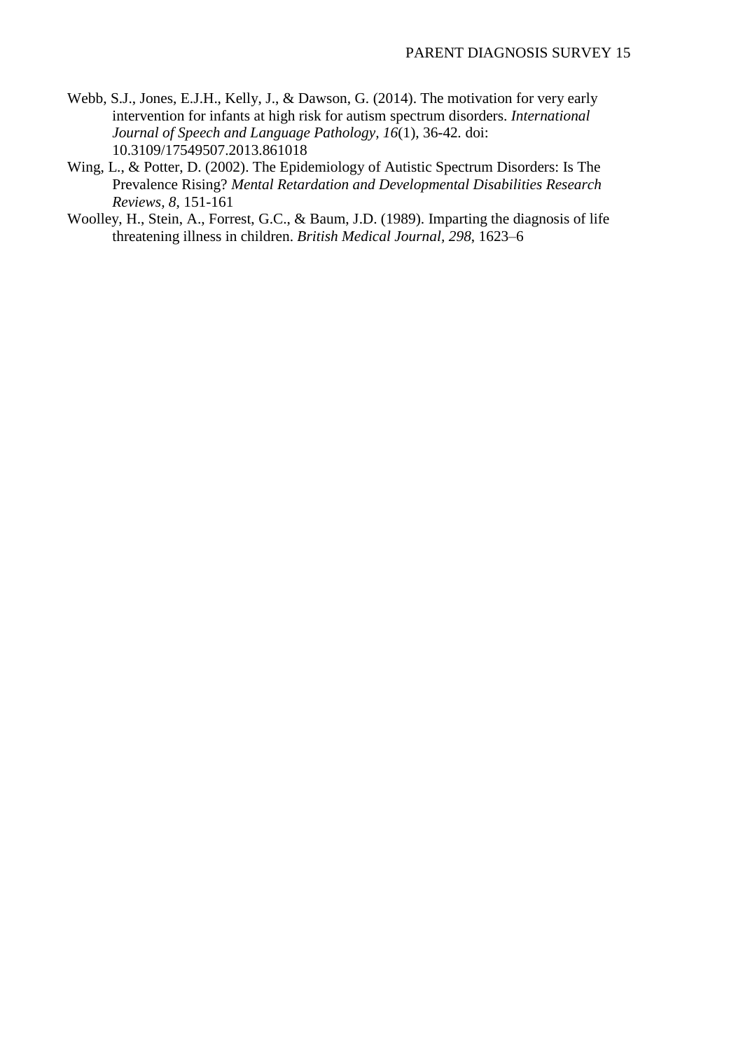Webb, S.J., Jones, E.J.H., Kelly, J., & Dawson, G. (2014). The motivation for very early intervention for infants at high risk for autism spectrum disorders. *International Journal of Speech and Language Pathology, 16*(1), 36-42. doi: 10.3109/17549507.2013.861018

Wing, L., & Potter, D. (2002). The Epidemiology of Autistic Spectrum Disorders: Is The Prevalence Rising? *Mental Retardation and Developmental Disabilities Research Reviews, 8*, 151-161

Woolley, H., Stein, A., Forrest, G.C., & Baum, J.D. (1989). Imparting the diagnosis of life threatening illness in children. *British Medical Journal, 298*, 1623–6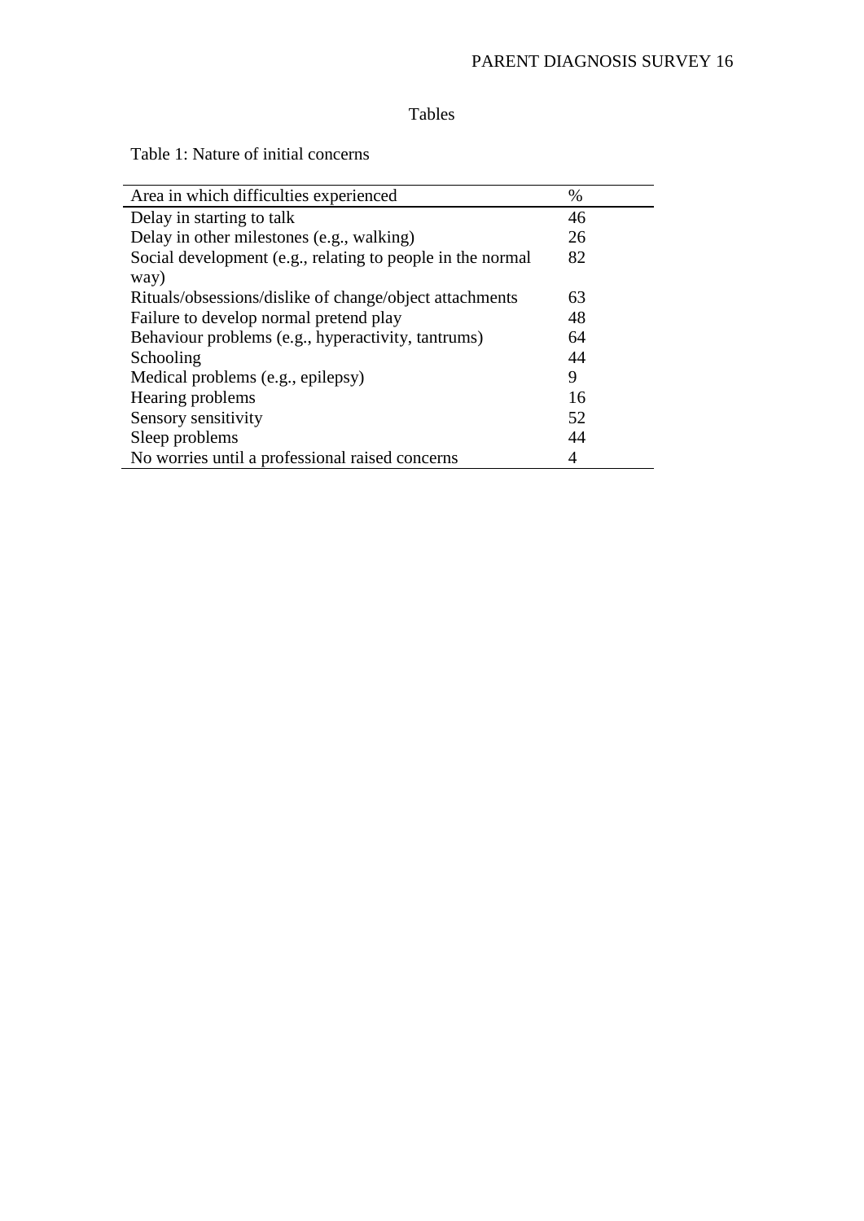# Tables

Table 1: Nature of initial concerns

| Area in which difficulties experienced | % |
|---|---|
| Delay in starting to talk | 46 |
| Delay in other milestones (e.g., walking) | 26 |
| Social development (e.g., relating to people in the normal way) | 82 |
| Rituals/obsessions/dislike of change/object attachments | 63 |
| Failure to develop normal pretend play | 48 |
| Behaviour problems (e.g., hyperactivity, tantrums) | 64 |
| Schooling | 44 |
| Medical problems (e.g., epilepsy) | 9 |
| Hearing problems | 16 |
| Sensory sensitivity | 52 |
| Sleep problems | 44 |
| No worries until a professional raised concerns | 4 |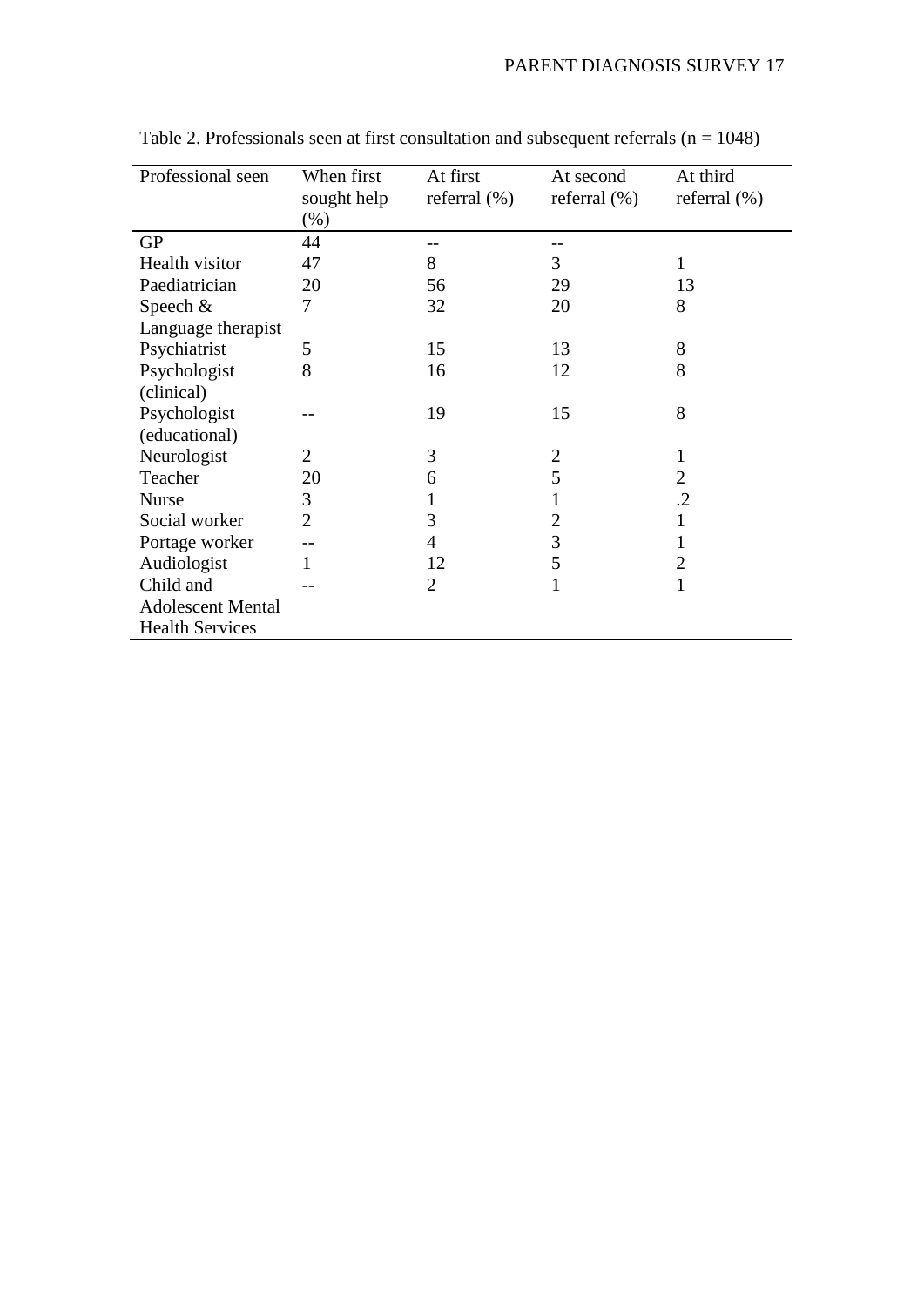Table 2. Professionals seen at first consultation and subsequent referrals (n = 1048)

| Professional seen | When first sought help (%) | At first referral (%) | At second referral (%) | At third referral (%) |
|---|---|---|---|---|
| GP | 44 | -- | -- | |
| Health visitor | 47 | 8 | 3 | 1 |
| Paediatrician | 20 | 56 | 29 | 13 |
| Speech & Language therapist | 7 | 32 | 20 | 8 |
| Psychiatrist | 5 | 15 | 13 | 8 |
| Psychologist (clinical) | 8 | 16 | 12 | 8 |
| Psychologist (educational) | -- | 19 | 15 | 8 |
| Neurologist | 2 | 3 | 2 | 1 |
| Teacher | 20 | 6 | 5 | 2 |
| Nurse | 3 | 1 | 1 | .2 |
| Social worker | 2 | 3 | 2 | 1 |
| Portage worker | -- | 4 | 3 | 1 |
| Audiologist | 1 | 12 | 5 | 2 |
| Child and Adolescent Mental Health Services | -- | 2 | 1 | 1 |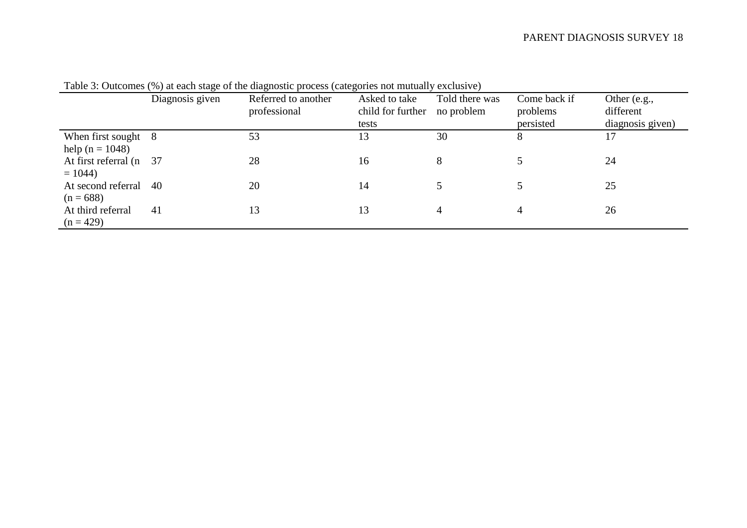Table 3: Outcomes (%) at each stage of the diagnostic process (categories not mutually exclusive)

| | Diagnosis given | Referred to another professional | Asked to take child for further tests | Told there was no problem | Come back if problems persisted | Other (e.g., different diagnosis given) |
|---|---|---|---|---|---|---|
| When first sought help (n = 1048) | 8 | 53 | 13 | 30 | 8 | 17 |
| At first referral (n = 1044) | 37 | 28 | 16 | 8 | 5 | 24 |
| At second referral (n = 688) | 40 | 20 | 14 | 5 | 5 | 25 |
| At third referral (n = 429) | 41 | 13 | 13 | 4 | 4 | 26 |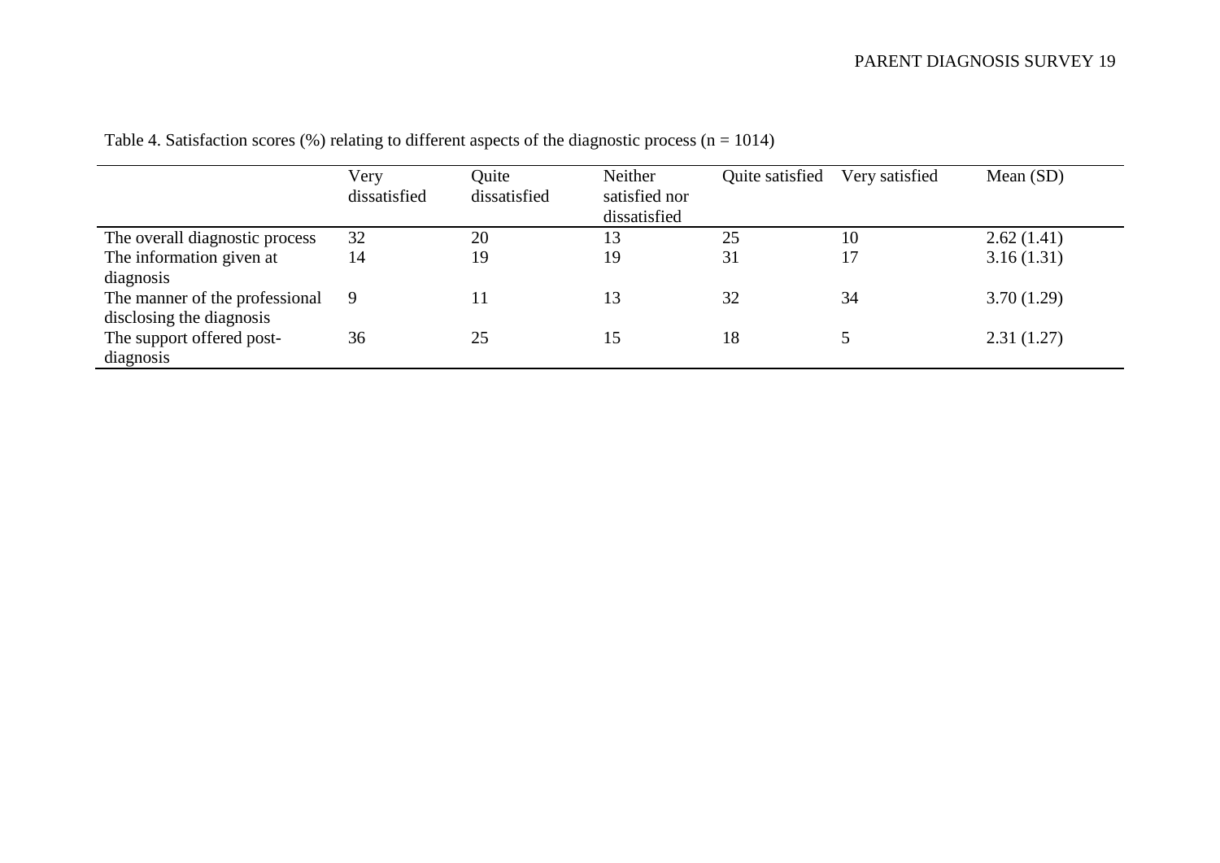Table 4. Satisfaction scores (%) relating to different aspects of the diagnostic process (n = 1014)

| | Very dissatisfied | Quite dissatisfied | Neither satisfied nor dissatisfied | Quite satisfied | Very satisfied | Mean (SD) |
|---|---|---|---|---|---|---|
| The overall diagnostic process | 32 | 20 | 13 | 25 | 10 | 2.62 (1.41) |
| The information given at diagnosis | 14 | 19 | 19 | 31 | 17 | 3.16 (1.31) |
| The manner of the professional disclosing the diagnosis | 9 | 11 | 13 | 32 | 34 | 3.70 (1.29) |
| The support offered post-diagnosis | 36 | 25 | 15 | 18 | 5 | 2.31 (1.27) |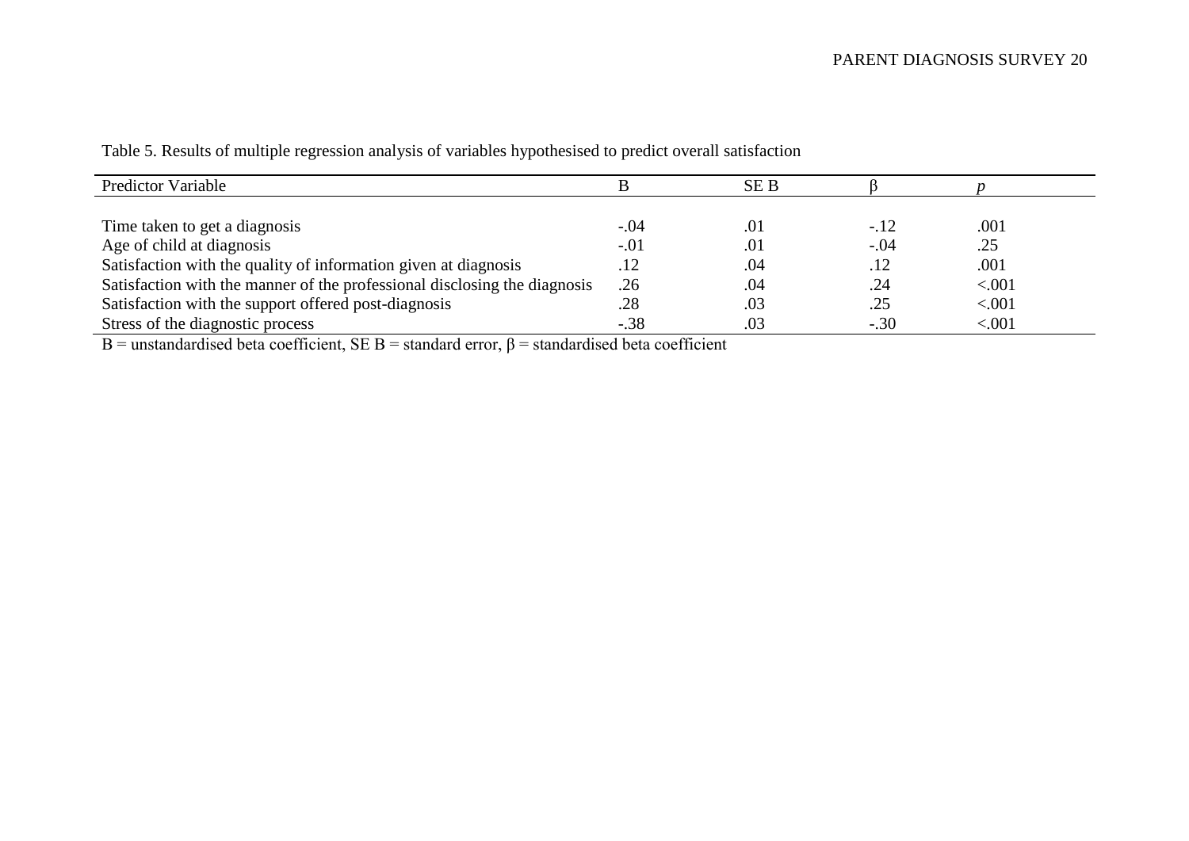Table 5. Results of multiple regression analysis of variables hypothesised to predict overall satisfaction

| Predictor Variable | B | SE B | β | *p* |
|---|---|---|---|---|
| Time taken to get a diagnosis | -.04 | .01 | -.12 | .001 |
| Age of child at diagnosis | -.01 | .01 | -.04 | .25 |
| Satisfaction with the quality of information given at diagnosis | .12 | .04 | .12 | .001 |
| Satisfaction with the manner of the professional disclosing the diagnosis | .26 | .04 | .24 | <.001 |
| Satisfaction with the support offered post-diagnosis | .28 | .03 | .25 | <.001 |
| Stress of the diagnostic process | -.38 | .03 | -.30 | <.001 |

B = unstandardised beta coefficient, SE B = standard error, β = standardised beta coefficient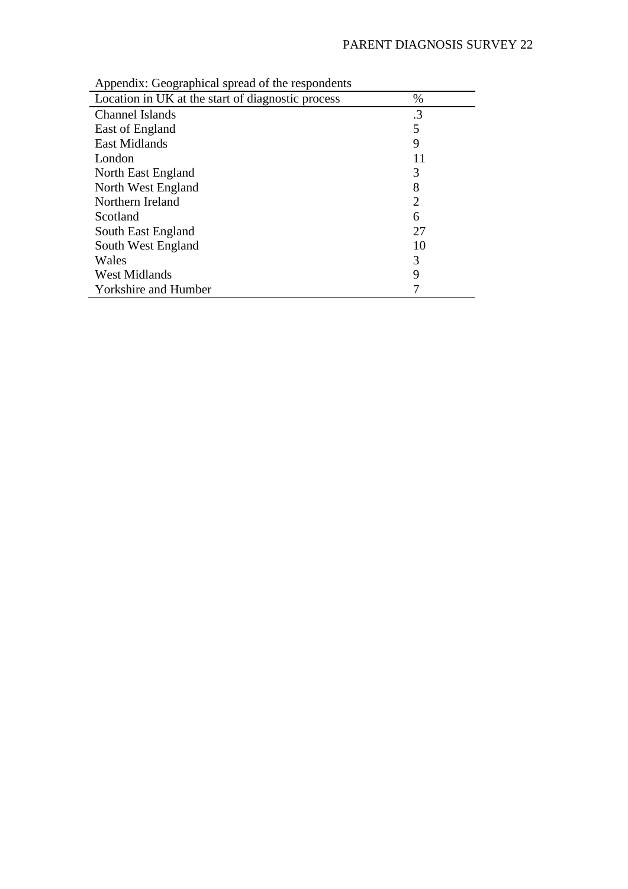Appendix: Geographical spread of the respondents

| Location in UK at the start of diagnostic process | % |
|---|---|
| Channel Islands | .3 |
| East of England | 5 |
| East Midlands | 9 |
| London | 11 |
| North East England | 3 |
| North West England | 8 |
| Northern Ireland | 2 |
| Scotland | 6 |
| South East England | 27 |
| South West England | 10 |
| Wales | 3 |
| West Midlands | 9 |
| Yorkshire and Humber | 7 |